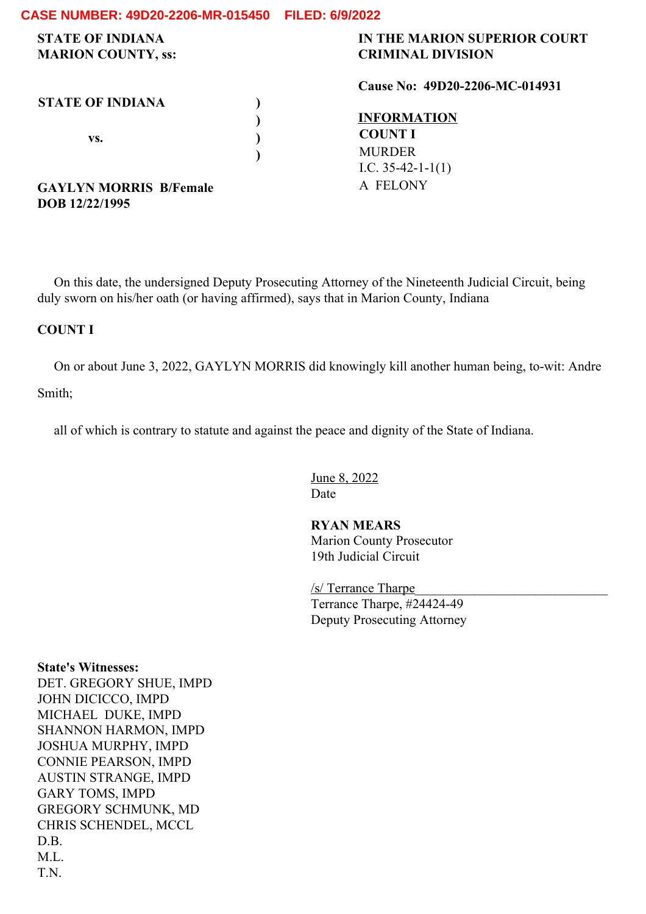**CASE NUMBER: 49D20-2206-MR-015450 FILED: 6/9/2022**

**STATE OF INDIANA**
**MARION COUNTY, ss:**

**IN THE MARION SUPERIOR COURT**
**CRIMINAL DIVISION**

**Cause No: 49D20-2206-MC-014931**

**STATE OF INDIANA** )
)
**vs.** )
)

**GAYLYN MORRIS B/Female**
**DOB 12/22/1995**

**INFORMATION**
**COUNT I**
MURDER
I.C. 35-42-1-1(1)
A FELONY

On this date, the undersigned Deputy Prosecuting Attorney of the Nineteenth Judicial Circuit, being duly sworn on his/her oath (or having affirmed), says that in Marion County, Indiana

**COUNT I**

On or about June 3, 2022, GAYLYN MORRIS did knowingly kill another human being, to-wit: Andre Smith;

all of which is contrary to statute and against the peace and dignity of the State of Indiana.

June 8, 2022
Date

**RYAN MEARS**
Marion County Prosecutor
19th Judicial Circuit

/s/ Terrance Tharpe
Terrance Tharpe, #24424-49
Deputy Prosecuting Attorney

**State's Witnesses:**
DET. GREGORY SHUE, IMPD
JOHN DICICCO, IMPD
MICHAEL DUKE, IMPD
SHANNON HARMON, IMPD
JOSHUA MURPHY, IMPD
CONNIE PEARSON, IMPD
AUSTIN STRANGE, IMPD
GARY TOMS, IMPD
GREGORY SCHMUNK, MD
CHRIS SCHENDEL, MCCL
D.B.
M.L.
T.N.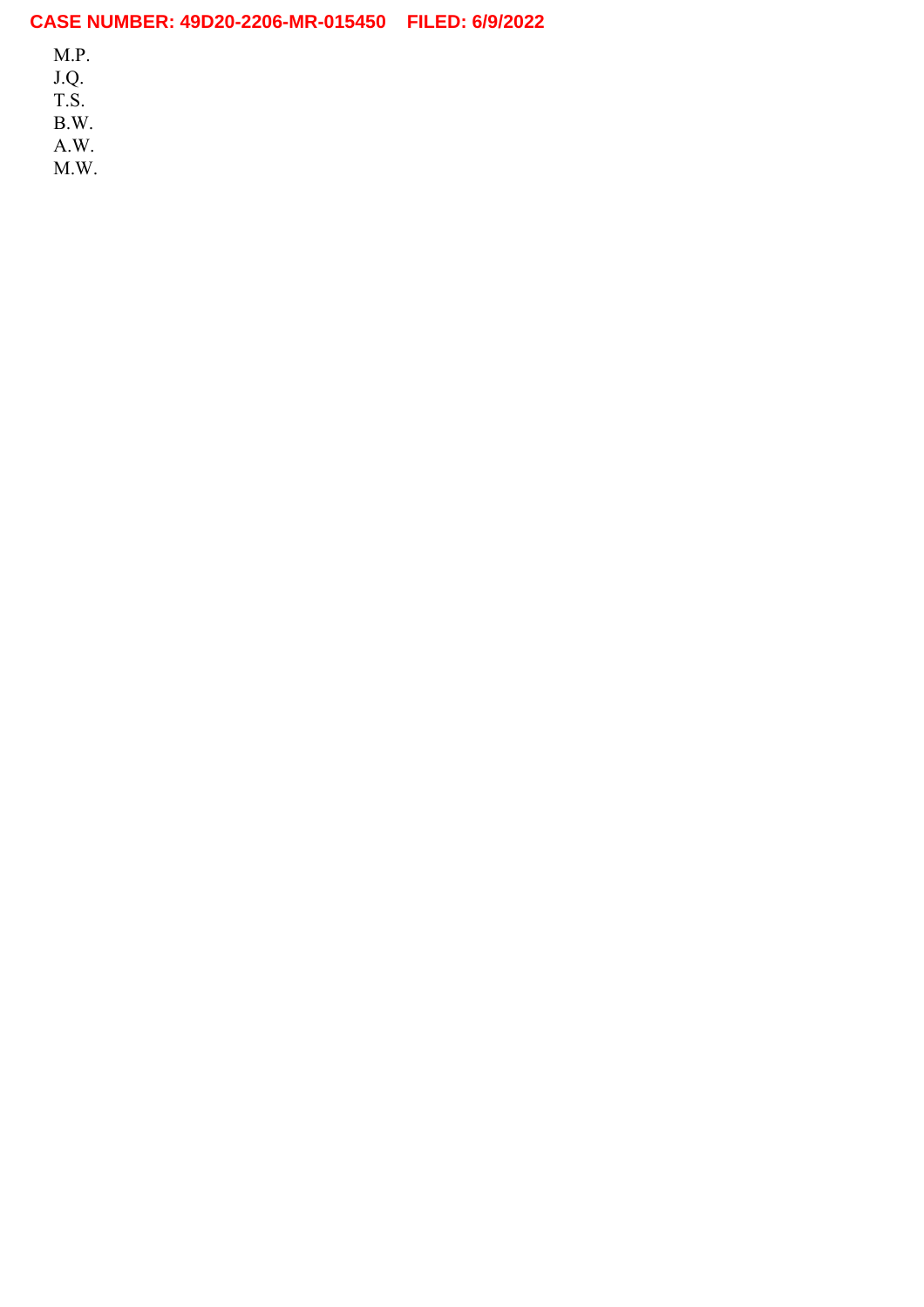CASE NUMBER: 49D20-2206-MR-015450 FILED: 6/9/2022

M.P.
J.Q.
T.S.
B.W.
A.W.
M.W.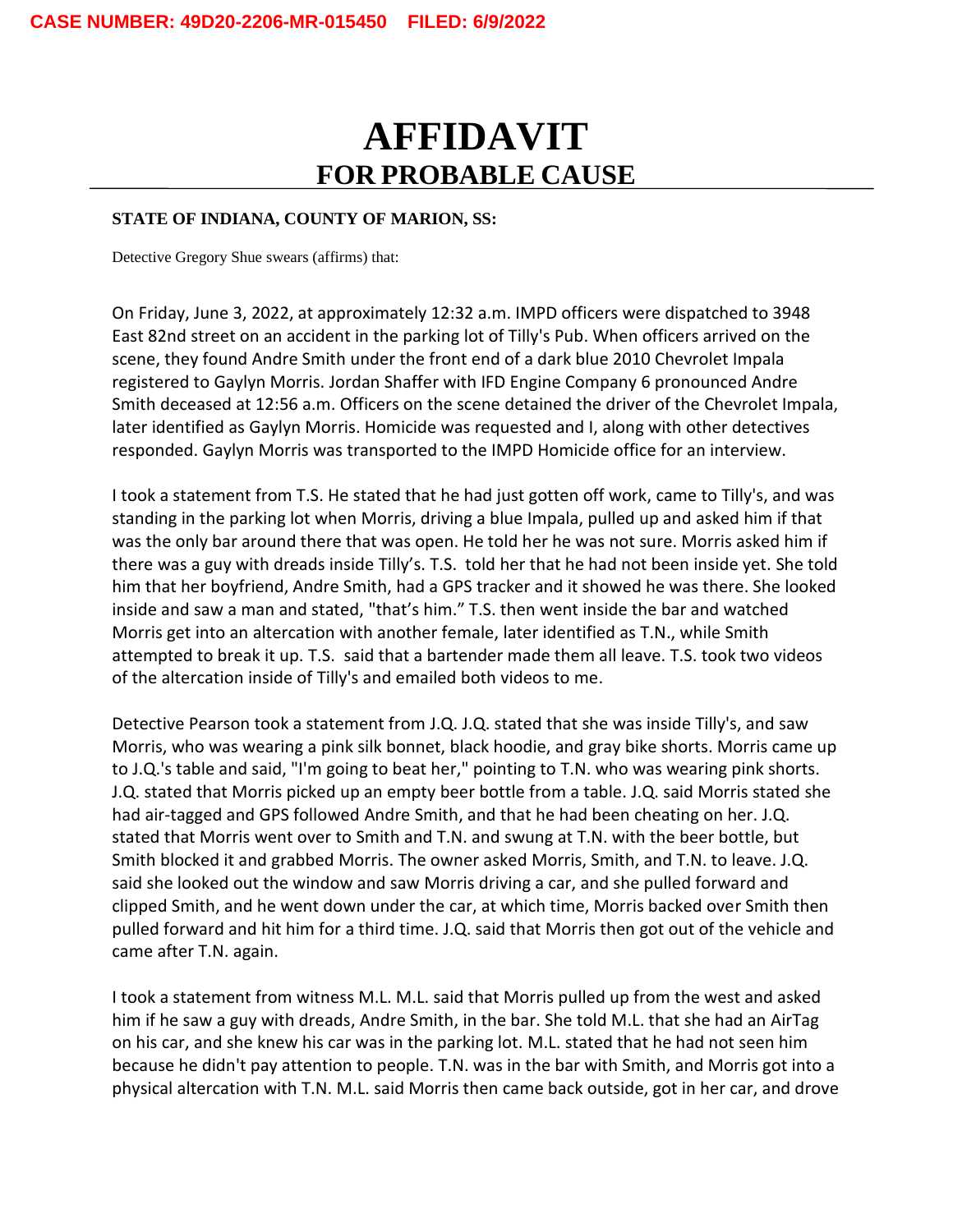CASE NUMBER: 49D20-2206-MR-015450 FILED: 6/9/2022

# AFFIDAVIT
## FOR PROBABLE CAUSE

**STATE OF INDIANA, COUNTY OF MARION, SS:**

Detective Gregory Shue swears (affirms) that:

On Friday, June 3, 2022, at approximately 12:32 a.m. IMPD officers were dispatched to 3948 East 82nd street on an accident in the parking lot of Tilly's Pub. When officers arrived on the scene, they found Andre Smith under the front end of a dark blue 2010 Chevrolet Impala registered to Gaylyn Morris. Jordan Shaffer with IFD Engine Company 6 pronounced Andre Smith deceased at 12:56 a.m. Officers on the scene detained the driver of the Chevrolet Impala, later identified as Gaylyn Morris. Homicide was requested and I, along with other detectives responded. Gaylyn Morris was transported to the IMPD Homicide office for an interview.

I took a statement from T.S. He stated that he had just gotten off work, came to Tilly's, and was standing in the parking lot when Morris, driving a blue Impala, pulled up and asked him if that was the only bar around there that was open. He told her he was not sure. Morris asked him if there was a guy with dreads inside Tilly's. T.S. told her that he had not been inside yet. She told him that her boyfriend, Andre Smith, had a GPS tracker and it showed he was there. She looked inside and saw a man and stated, "that's him." T.S. then went inside the bar and watched Morris get into an altercation with another female, later identified as T.N., while Smith attempted to break it up. T.S. said that a bartender made them all leave. T.S. took two videos of the altercation inside of Tilly's and emailed both videos to me.

Detective Pearson took a statement from J.Q. J.Q. stated that she was inside Tilly's, and saw Morris, who was wearing a pink silk bonnet, black hoodie, and gray bike shorts. Morris came up to J.Q.'s table and said, "I'm going to beat her," pointing to T.N. who was wearing pink shorts. J.Q. stated that Morris picked up an empty beer bottle from a table. J.Q. said Morris stated she had air-tagged and GPS followed Andre Smith, and that he had been cheating on her. J.Q. stated that Morris went over to Smith and T.N. and swung at T.N. with the beer bottle, but Smith blocked it and grabbed Morris. The owner asked Morris, Smith, and T.N. to leave. J.Q. said she looked out the window and saw Morris driving a car, and she pulled forward and clipped Smith, and he went down under the car, at which time, Morris backed over Smith then pulled forward and hit him for a third time. J.Q. said that Morris then got out of the vehicle and came after T.N. again.

I took a statement from witness M.L. M.L. said that Morris pulled up from the west and asked him if he saw a guy with dreads, Andre Smith, in the bar. She told M.L. that she had an AirTag on his car, and she knew his car was in the parking lot. M.L. stated that he had not seen him because he didn't pay attention to people. T.N. was in the bar with Smith, and Morris got into a physical altercation with T.N. M.L. said Morris then came back outside, got in her car, and drove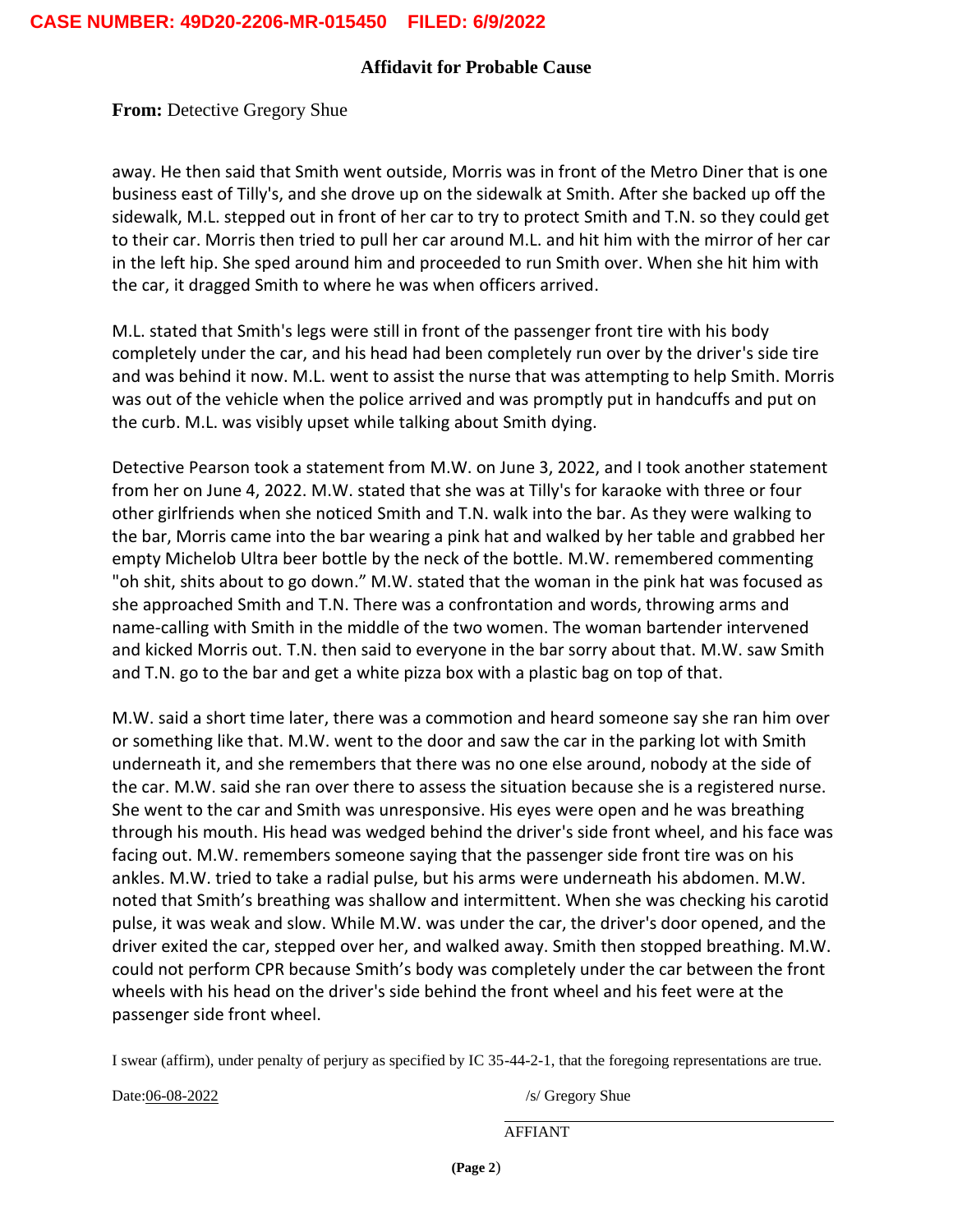CASE NUMBER: 49D20-2206-MR-015450 FILED: 6/9/2022

**Affidavit for Probable Cause**

**From:** Detective Gregory Shue

away. He then said that Smith went outside, Morris was in front of the Metro Diner that is one business east of Tilly's, and she drove up on the sidewalk at Smith. After she backed up off the sidewalk, M.L. stepped out in front of her car to try to protect Smith and T.N. so they could get to their car. Morris then tried to pull her car around M.L. and hit him with the mirror of her car in the left hip. She sped around him and proceeded to run Smith over. When she hit him with the car, it dragged Smith to where he was when officers arrived.

M.L. stated that Smith's legs were still in front of the passenger front tire with his body completely under the car, and his head had been completely run over by the driver's side tire and was behind it now. M.L. went to assist the nurse that was attempting to help Smith. Morris was out of the vehicle when the police arrived and was promptly put in handcuffs and put on the curb. M.L. was visibly upset while talking about Smith dying.

Detective Pearson took a statement from M.W. on June 3, 2022, and I took another statement from her on June 4, 2022. M.W. stated that she was at Tilly's for karaoke with three or four other girlfriends when she noticed Smith and T.N. walk into the bar. As they were walking to the bar, Morris came into the bar wearing a pink hat and walked by her table and grabbed her empty Michelob Ultra beer bottle by the neck of the bottle. M.W. remembered commenting "oh shit, shits about to go down." M.W. stated that the woman in the pink hat was focused as she approached Smith and T.N. There was a confrontation and words, throwing arms and name-calling with Smith in the middle of the two women. The woman bartender intervened and kicked Morris out. T.N. then said to everyone in the bar sorry about that. M.W. saw Smith and T.N. go to the bar and get a white pizza box with a plastic bag on top of that.

M.W. said a short time later, there was a commotion and heard someone say she ran him over or something like that. M.W. went to the door and saw the car in the parking lot with Smith underneath it, and she remembers that there was no one else around, nobody at the side of the car. M.W. said she ran over there to assess the situation because she is a registered nurse. She went to the car and Smith was unresponsive. His eyes were open and he was breathing through his mouth. His head was wedged behind the driver's side front wheel, and his face was facing out. M.W. remembers someone saying that the passenger side front tire was on his ankles. M.W. tried to take a radial pulse, but his arms were underneath his abdomen. M.W. noted that Smith's breathing was shallow and intermittent. When she was checking his carotid pulse, it was weak and slow. While M.W. was under the car, the driver's door opened, and the driver exited the car, stepped over her, and walked away. Smith then stopped breathing. M.W. could not perform CPR because Smith's body was completely under the car between the front wheels with his head on the driver's side behind the front wheel and his feet were at the passenger side front wheel.

I swear (affirm), under penalty of perjury as specified by IC 35-44-2-1, that the foregoing representations are true.

Date: 06-08-2022

/s/ Gregory Shue

AFFIANT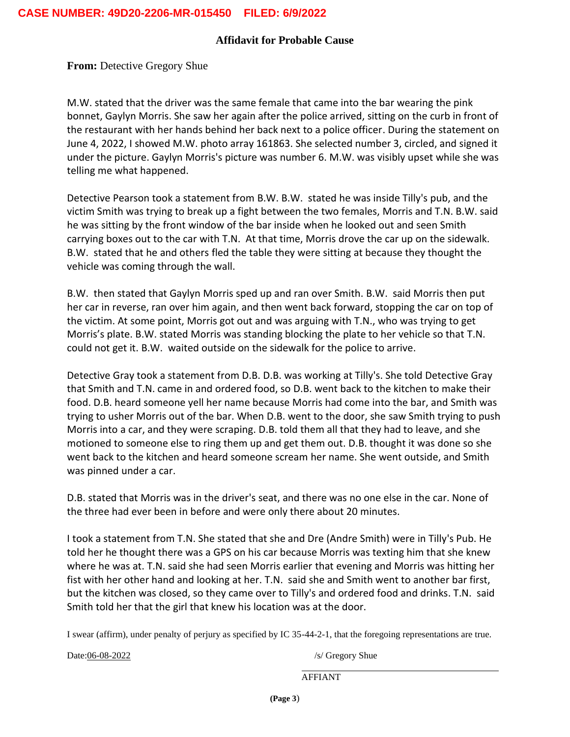**CASE NUMBER: 49D20-2206-MR-015450 FILED: 6/9/2022**

## Affidavit for Probable Cause

**From:** Detective Gregory Shue

M.W. stated that the driver was the same female that came into the bar wearing the pink bonnet, Gaylyn Morris. She saw her again after the police arrived, sitting on the curb in front of the restaurant with her hands behind her back next to a police officer. During the statement on June 4, 2022, I showed M.W. photo array 161863. She selected number 3, circled, and signed it under the picture. Gaylyn Morris's picture was number 6. M.W. was visibly upset while she was telling me what happened.

Detective Pearson took a statement from B.W. B.W. stated he was inside Tilly's pub, and the victim Smith was trying to break up a fight between the two females, Morris and T.N. B.W. said he was sitting by the front window of the bar inside when he looked out and seen Smith carrying boxes out to the car with T.N. At that time, Morris drove the car up on the sidewalk. B.W. stated that he and others fled the table they were sitting at because they thought the vehicle was coming through the wall.

B.W. then stated that Gaylyn Morris sped up and ran over Smith. B.W. said Morris then put her car in reverse, ran over him again, and then went back forward, stopping the car on top of the victim. At some point, Morris got out and was arguing with T.N., who was trying to get Morris's plate. B.W. stated Morris was standing blocking the plate to her vehicle so that T.N. could not get it. B.W. waited outside on the sidewalk for the police to arrive.

Detective Gray took a statement from D.B. D.B. was working at Tilly's. She told Detective Gray that Smith and T.N. came in and ordered food, so D.B. went back to the kitchen to make their food. D.B. heard someone yell her name because Morris had come into the bar, and Smith was trying to usher Morris out of the bar. When D.B. went to the door, she saw Smith trying to push Morris into a car, and they were scraping. D.B. told them all that they had to leave, and she motioned to someone else to ring them up and get them out. D.B. thought it was done so she went back to the kitchen and heard someone scream her name. She went outside, and Smith was pinned under a car.

D.B. stated that Morris was in the driver's seat, and there was no one else in the car. None of the three had ever been in before and were only there about 20 minutes.

I took a statement from T.N. She stated that she and Dre (Andre Smith) were in Tilly's Pub. He told her he thought there was a GPS on his car because Morris was texting him that she knew where he was at. T.N. said she had seen Morris earlier that evening and Morris was hitting her fist with her other hand and looking at her. T.N. said she and Smith went to another bar first, but the kitchen was closed, so they came over to Tilly's and ordered food and drinks. T.N. said Smith told her that the girl that knew his location was at the door.

I swear (affirm), under penalty of perjury as specified by IC 35-44-2-1, that the foregoing representations are true.

Date: 06-08-2022

/s/ Gregory Shue

AFFIANT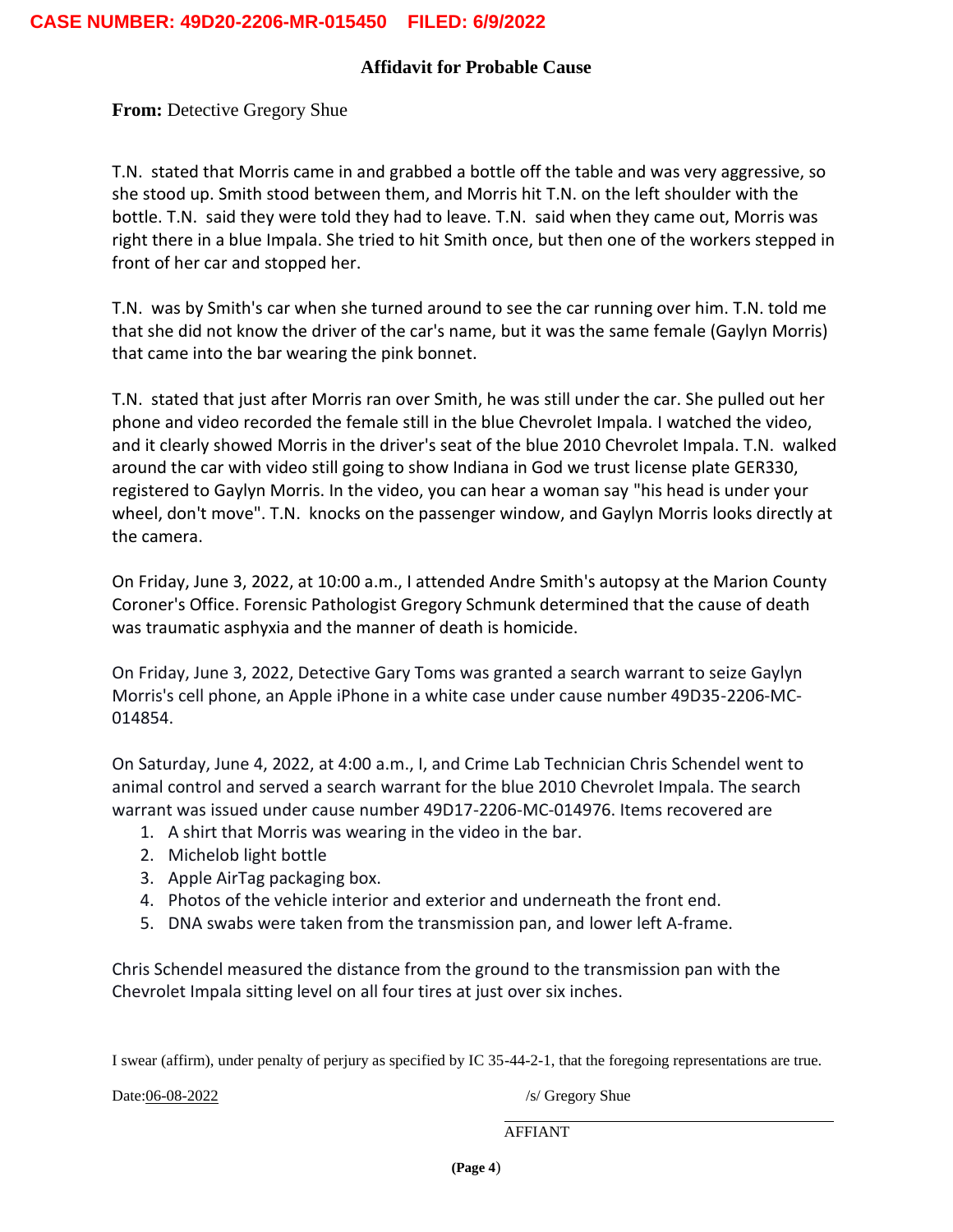CASE NUMBER: 49D20-2206-MR-015450 FILED: 6/9/2022

## Affidavit for Probable Cause

**From:** Detective Gregory Shue

T.N. stated that Morris came in and grabbed a bottle off the table and was very aggressive, so she stood up. Smith stood between them, and Morris hit T.N. on the left shoulder with the bottle. T.N. said they were told they had to leave. T.N. said when they came out, Morris was right there in a blue Impala. She tried to hit Smith once, but then one of the workers stepped in front of her car and stopped her.

T.N. was by Smith's car when she turned around to see the car running over him. T.N. told me that she did not know the driver of the car's name, but it was the same female (Gaylyn Morris) that came into the bar wearing the pink bonnet.

T.N. stated that just after Morris ran over Smith, he was still under the car. She pulled out her phone and video recorded the female still in the blue Chevrolet Impala. I watched the video, and it clearly showed Morris in the driver's seat of the blue 2010 Chevrolet Impala. T.N. walked around the car with video still going to show Indiana in God we trust license plate GER330, registered to Gaylyn Morris. In the video, you can hear a woman say "his head is under your wheel, don't move". T.N. knocks on the passenger window, and Gaylyn Morris looks directly at the camera.

On Friday, June 3, 2022, at 10:00 a.m., I attended Andre Smith's autopsy at the Marion County Coroner's Office. Forensic Pathologist Gregory Schmunk determined that the cause of death was traumatic asphyxia and the manner of death is homicide.

On Friday, June 3, 2022, Detective Gary Toms was granted a search warrant to seize Gaylyn Morris's cell phone, an Apple iPhone in a white case under cause number 49D35-2206-MC-014854.

On Saturday, June 4, 2022, at 4:00 a.m., I, and Crime Lab Technician Chris Schendel went to animal control and served a search warrant for the blue 2010 Chevrolet Impala. The search warrant was issued under cause number 49D17-2206-MC-014976. Items recovered are

1. A shirt that Morris was wearing in the video in the bar.
2. Michelob light bottle
3. Apple AirTag packaging box.
4. Photos of the vehicle interior and exterior and underneath the front end.
5. DNA swabs were taken from the transmission pan, and lower left A-frame.

Chris Schendel measured the distance from the ground to the transmission pan with the Chevrolet Impala sitting level on all four tires at just over six inches.

I swear (affirm), under penalty of perjury as specified by IC 35-44-2-1, that the foregoing representations are true.

Date: 06-08-2022

/s/ Gregory Shue

AFFIANT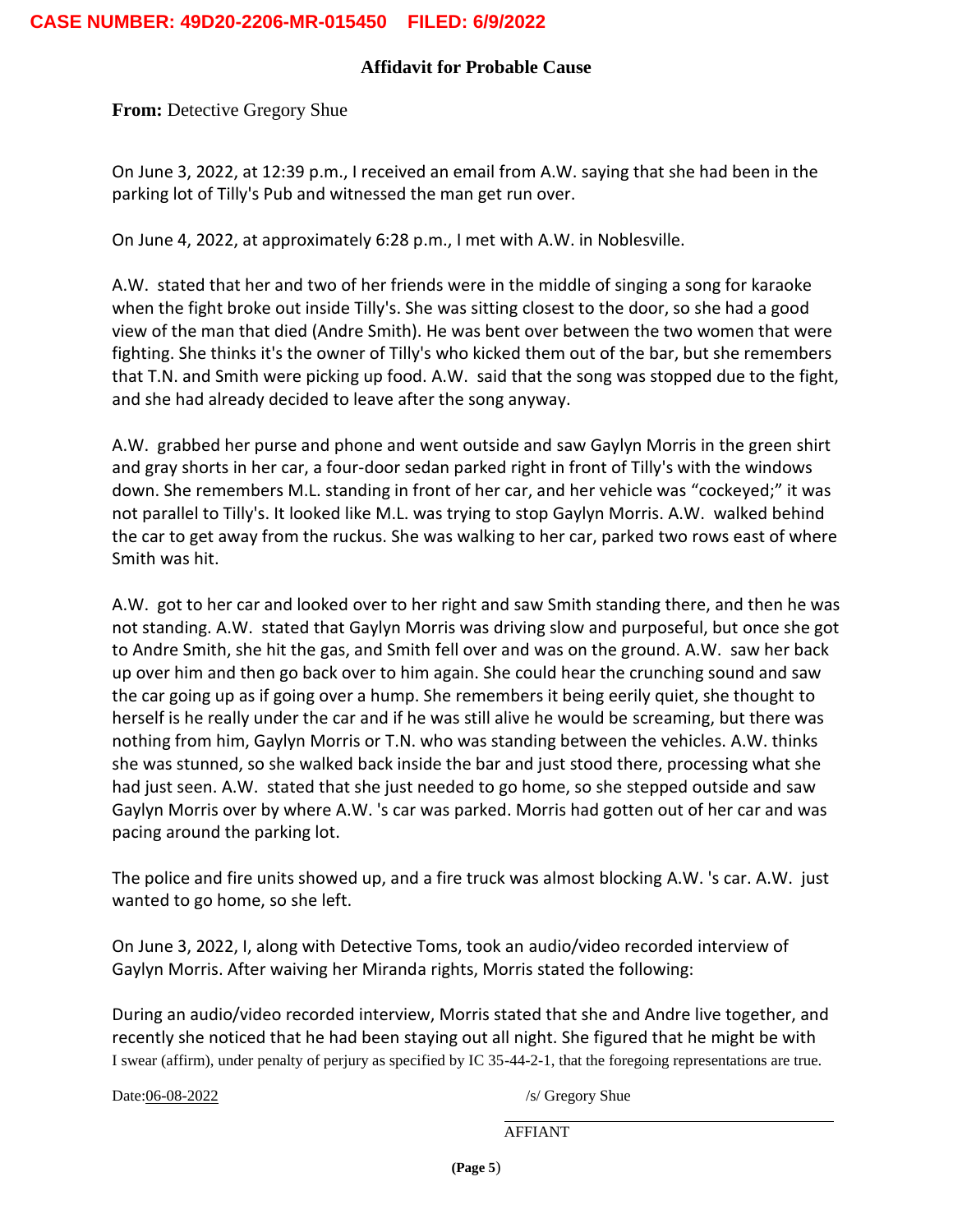CASE NUMBER: 49D20-2206-MR-015450 FILED: 6/9/2022

## Affidavit for Probable Cause

**From:** Detective Gregory Shue

On June 3, 2022, at 12:39 p.m., I received an email from A.W. saying that she had been in the parking lot of Tilly's Pub and witnessed the man get run over.

On June 4, 2022, at approximately 6:28 p.m., I met with A.W. in Noblesville.

A.W. stated that her and two of her friends were in the middle of singing a song for karaoke when the fight broke out inside Tilly's. She was sitting closest to the door, so she had a good view of the man that died (Andre Smith). He was bent over between the two women that were fighting. She thinks it's the owner of Tilly's who kicked them out of the bar, but she remembers that T.N. and Smith were picking up food. A.W. said that the song was stopped due to the fight, and she had already decided to leave after the song anyway.

A.W. grabbed her purse and phone and went outside and saw Gaylyn Morris in the green shirt and gray shorts in her car, a four-door sedan parked right in front of Tilly's with the windows down. She remembers M.L. standing in front of her car, and her vehicle was "cockeyed;" it was not parallel to Tilly's. It looked like M.L. was trying to stop Gaylyn Morris. A.W. walked behind the car to get away from the ruckus. She was walking to her car, parked two rows east of where Smith was hit.

A.W. got to her car and looked over to her right and saw Smith standing there, and then he was not standing. A.W. stated that Gaylyn Morris was driving slow and purposeful, but once she got to Andre Smith, she hit the gas, and Smith fell over and was on the ground. A.W. saw her back up over him and then go back over to him again. She could hear the crunching sound and saw the car going up as if going over a hump. She remembers it being eerily quiet, she thought to herself is he really under the car and if he was still alive he would be screaming, but there was nothing from him, Gaylyn Morris or T.N. who was standing between the vehicles. A.W. thinks she was stunned, so she walked back inside the bar and just stood there, processing what she had just seen. A.W. stated that she just needed to go home, so she stepped outside and saw Gaylyn Morris over by where A.W. 's car was parked. Morris had gotten out of her car and was pacing around the parking lot.

The police and fire units showed up, and a fire truck was almost blocking A.W. 's car. A.W. just wanted to go home, so she left.

On June 3, 2022, I, along with Detective Toms, took an audio/video recorded interview of Gaylyn Morris. After waiving her Miranda rights, Morris stated the following:

During an audio/video recorded interview, Morris stated that she and Andre live together, and recently she noticed that he had been staying out all night. She figured that he might be with

I swear (affirm), under penalty of perjury as specified by IC 35-44-2-1, that the foregoing representations are true.

Date: 06-08-2022

/s/ Gregory Shue

AFFIANT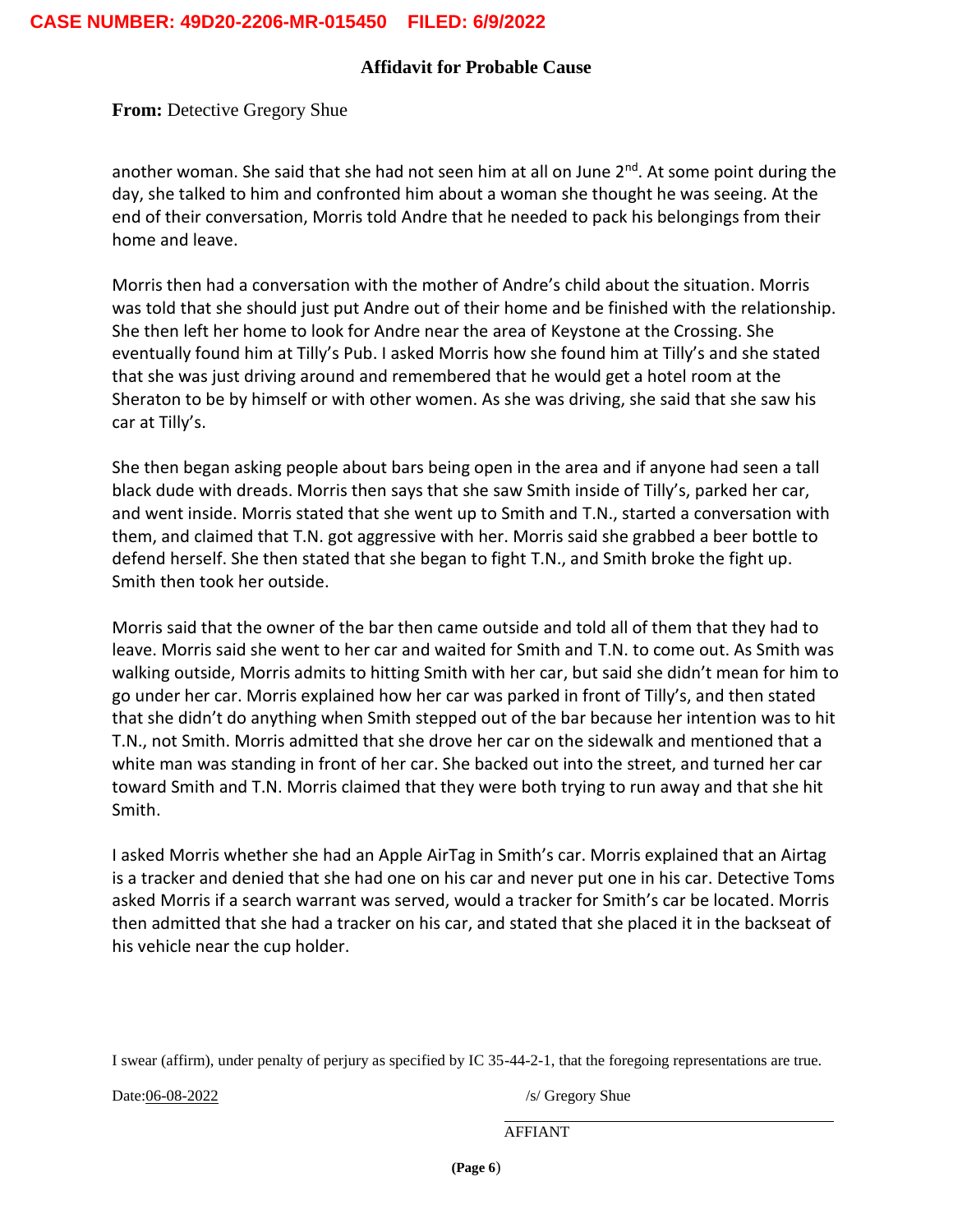**CASE NUMBER: 49D20-2206-MR-015450 FILED: 6/9/2022**

## Affidavit for Probable Cause

**From:** Detective Gregory Shue

another woman. She said that she had not seen him at all on June 2nd. At some point during the day, she talked to him and confronted him about a woman she thought he was seeing. At the end of their conversation, Morris told Andre that he needed to pack his belongings from their home and leave.

Morris then had a conversation with the mother of Andre's child about the situation. Morris was told that she should just put Andre out of their home and be finished with the relationship. She then left her home to look for Andre near the area of Keystone at the Crossing. She eventually found him at Tilly's Pub. I asked Morris how she found him at Tilly's and she stated that she was just driving around and remembered that he would get a hotel room at the Sheraton to be by himself or with other women. As she was driving, she said that she saw his car at Tilly's.

She then began asking people about bars being open in the area and if anyone had seen a tall black dude with dreads. Morris then says that she saw Smith inside of Tilly's, parked her car, and went inside. Morris stated that she went up to Smith and T.N., started a conversation with them, and claimed that T.N. got aggressive with her. Morris said she grabbed a beer bottle to defend herself. She then stated that she began to fight T.N., and Smith broke the fight up. Smith then took her outside.

Morris said that the owner of the bar then came outside and told all of them that they had to leave. Morris said she went to her car and waited for Smith and T.N. to come out. As Smith was walking outside, Morris admits to hitting Smith with her car, but said she didn't mean for him to go under her car. Morris explained how her car was parked in front of Tilly's, and then stated that she didn't do anything when Smith stepped out of the bar because her intention was to hit T.N., not Smith. Morris admitted that she drove her car on the sidewalk and mentioned that a white man was standing in front of her car. She backed out into the street, and turned her car toward Smith and T.N. Morris claimed that they were both trying to run away and that she hit Smith.

I asked Morris whether she had an Apple AirTag in Smith's car. Morris explained that an Airtag is a tracker and denied that she had one on his car and never put one in his car. Detective Toms asked Morris if a search warrant was served, would a tracker for Smith's car be located. Morris then admitted that she had a tracker on his car, and stated that she placed it in the backseat of his vehicle near the cup holder.

I swear (affirm), under penalty of perjury as specified by IC 35-44-2-1, that the foregoing representations are true.

Date: 06-08-2022

/s/ Gregory Shue

AFFIANT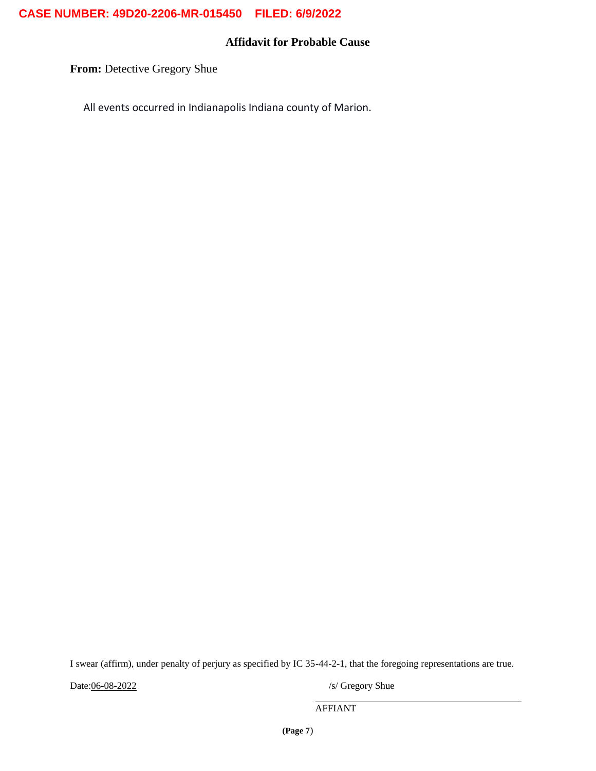**CASE NUMBER: 49D20-2206-MR-015450 FILED: 6/9/2022**

# Affidavit for Probable Cause

**From:** Detective Gregory Shue

All events occurred in Indianapolis Indiana county of Marion.

I swear (affirm), under penalty of perjury as specified by IC 35-44-2-1, that the foregoing representations are true.

Date: 06-08-2022

/s/ Gregory Shue

AFFIANT